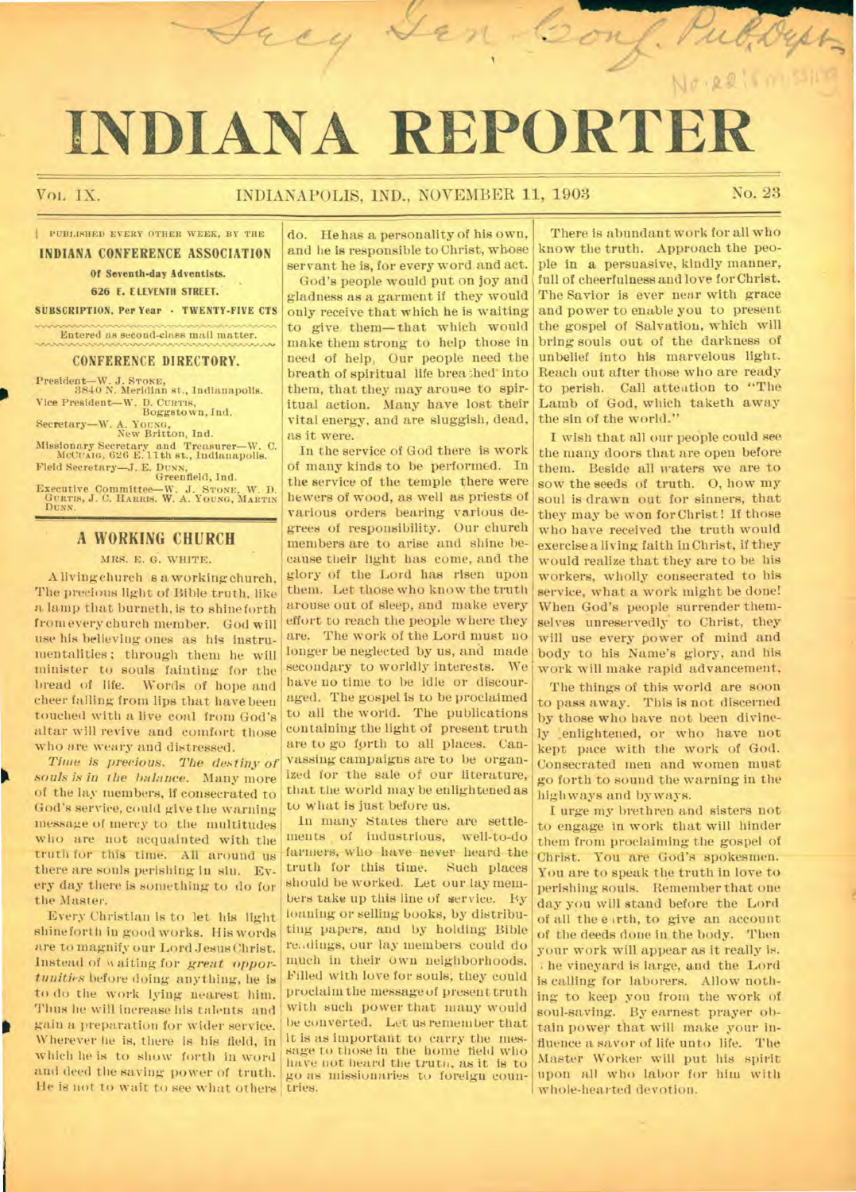# INDIANA REPORTER

VOL. IX. INDIANAPOLIS, IND., NOVEMBER 11, 1903 No. 23

PUBLISHED EVERY OTHER WEEK, BY THE

**INDIANA CONFERENCE ASSOCIATION**

**Of Seventh-day Adventists.**

**626 E. ELEVENTH STREET.**

**SUBSCRIPTION, Per Year - TWENTY-FIVE CTS**

Entered as second-class mail matter.

## CONFERENCE DIRECTORY.

President—W. J. STONE, 3840 N. Meridian st., Indianapolis.

Vice President—W. D. CURTIS, Boggstown, Ind.

Secretary—W. A. YOUNG, New Britton, Ind.

Missionary Secretary and Treasurer—W. C. MCCUAIG, 626 E. 11th st., Indianapolis.

Field Secretary—J. E. DUNN, Greenfield, Ind.

Executive Committee—W. J. STONE, W. D. CURTIS, J. C. HARRIS, W. A. YOUNG, MARTIN DUNN.

## A WORKING CHURCH

MRS. E. G. WHITE.

A living church s a working church. The precious light of Bible truth, like a lamp that burneth, is to shine forth from every church member. God will use his believing ones as his instrumentalities; through them he will minister to souls fainting for the bread of life. Words of hope and cheer falling from lips that have been touched with a live coal from God's altar will revive and comfort those who are weary and distressed.

*Time is precious. The destiny of souls is in the balance.* Many more of the lay members, if consecrated to God's service, could give the warning message of mercy to the multitudes who are not acquainted with the truth for this time. All around us there are souls perishing in sin. Every day there is something to do for the Master.

Every Christian is to let his light shine forth in good works. His words are to magnify our Lord Jesus Christ. Instead of waiting for *great opportunities* before doing anything, he is to do the work lying nearest him. Thus he will increase his talents and gain a preparation for wider service. Wherever he is, there is his field, in which he is to show forth in word and deed the saving power of truth. He is not to wait to see what others do. He has a personality of his own, and he is responsible to Christ, whose servant he is, for every word and act.

God's people would put on joy and gladness as a garment if they would only receive that which he is waiting to give them—that which would make them strong to help those in need of help. Our people need the breath of spiritual life breathed into them, that they may arouse to spiritual action. Many have lost their vital energy, and are sluggish, dead, as it were.

In the service of God there is work of many kinds to be performed. In the service of the temple there were hewers of wood, as well as priests of various orders bearing various degrees of responsibility. Our church members are to arise and shine because their light has come, and the glory of the Lord has risen upon them. Let those who know the truth arouse out of sleep, and make every effort to reach the people where they are. The work of the Lord must no longer be neglected by us, and made secondary to worldly interests. We have no time to be idle or discouraged. The gospel is to be proclaimed to all the world. The publications containing the light of present truth are to go forth to all places. Canvassing campaigns are to be organized for the sale of our literature, that the world may be enlightened as to what is just before us.

In many States there are settlements of industrious, well-to-do farmers, who have never heard the truth for this time. Such places should be worked. Let our lay members take up this line of service. By loaning or selling books, by distributing papers, and by holding Bible readings, our lay members could do much in their own neighborhoods. Filled with love for souls, they could proclaim the message of present truth with such power that many would be converted. Let us remember that it is as important to carry the message to those in the home field who have not heard the truth, as it is to go as missionaries to foreign countries.

There is abundant work for all who know the truth. Approach the people in a persuasive, kindly manner, full of cheerfulness and love for Christ. The Savior is ever near with grace and power to enable you to present the gospel of Salvation, which will bring souls out of the darkness of unbelief into his marvelous light. Reach out after those who are ready to perish. Call attention to "The Lamb of God, which taketh away the sin of the world."

I wish that all our people could see the many doors that are open before them. Beside all waters we are to sow the seeds of truth. O, how my soul is drawn out for sinners, that they may be won for Christ! If those who have received the truth would exercise a living faith in Christ, if they would realize that they are to be his workers, wholly consecrated to his service, what a work might be done! When God's people surrender themselves unreservedly to Christ, they will use every power of mind and body to his Name's glory, and his work will make rapid advancement.

The things of this world are soon to pass away. This is not discerned by those who have not been divinely enlightened, or who have not kept pace with the work of God. Consecrated men and women must go forth to sound the warning in the highways and byways.

I urge my brethren and sisters not to engage in work that will hinder them from proclaiming the gospel of Christ. You are God's spokesmen. You are to speak the truth in love to perishing souls. Remember that one day you will stand before the Lord of all the earth, to give an account of the deeds done in the body. Then your work will appear as it really is. The vineyard is large, and the Lord is calling for laborers. Allow nothing to keep you from the work of soul-saving. By earnest prayer obtain power that will make your influence a savor of life unto life. The Master Worker will put his spirit upon all who labor for him with whole-hearted devotion.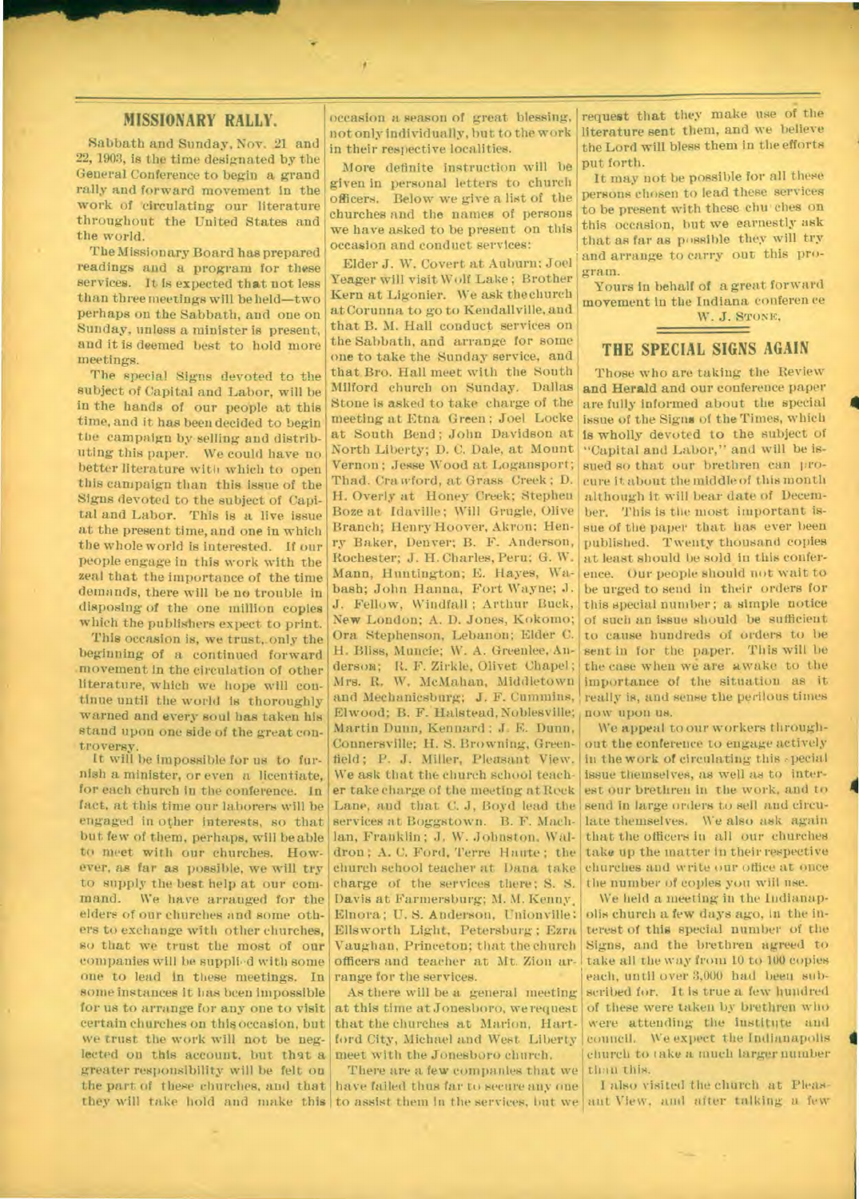## MISSIONARY RALLY.

Sabbath and Sunday, Nov. 21 and 22, 1903, is the time designated by the General Conference to begin a grand rally and forward movement in the work of circulating our literature throughout the United States and the world.

The Missionary Board has prepared readings and a program for these services. It is expected that not less than three meetings will be held—two perhaps on the Sabbath, and one on Sunday, unless a minister is present, and it is deemed best to hold more meetings.

The special Signs devoted to the subject of Capital and Labor, will be in the hands of our people at this time, and it has been decided to begin the campaign by selling and distributing this paper. We could have no better literature with which to open this campaign than this issue of the Signs devoted to the subject of Capital and Labor. This is a live issue at the present time, and one in which the whole world is interested. If our people engage in this work with the zeal that the importance of the time demands, there will be no trouble in disposing of the one million copies which the publishers expect to print.

This occasion is, we trust, only the beginning of a continued forward movement in the circulation of other literature, which we hope will continue until the world is thoroughly warned and every soul has taken his stand upon one side of the great controversy.

It will be impossible for us to furnish a minister, or even a licentiate, for each church in the conference. In fact, at this time our laborers will be engaged in other interests, so that but few of them, perhaps, will be able to meet with our churches. However, as far as possible, we will try to supply the best help at our command. We have arranged for the elders of our churches and some others to exchange with other churches, so that we trust the most of our companies will be supplied with some one to lead in these meetings. In some instances it has been impossible for us to arrange for any one to visit certain churches on this occasion, but we trust the work will not be neglected on this account, but that a greater responsibility will be felt on the part of these churches, and that they will take hold and make this occasion a season of great blessing, not only individually, but to the work in their respective localities.

More definite instruction will be given in personal letters to church officers. Below we give a list of the churches and the names of persons we have asked to be present on this occasion and conduct services:

Elder J. W. Covert at Auburn; Joel Yeager will visit Wolf Lake; Brother Kern at Ligonier. We ask the church at Corunna to go to Kendallville, and that B. M. Hall conduct services on the Sabbath, and arrange for some one to take the Sunday service, and that Bro. Hall meet with the South Milford church on Sunday. Dallas Stone is asked to take charge of the meeting at Etna Green; Joel Locke at South Bend; John Davidson at North Liberty; D. C. Dale, at Mount Vernon; Jesse Wood at Logansport; Thad. Crawford, at Grass Creek; D. H. Overly at Honey Creek; Stephen Boze at Idaville; Will Grugle, Olive Branch; Henry Hoover, Akron; Henry Baker, Denver; B. F. Anderson, Rochester; J. H. Charles, Peru; G. W. Mann, Huntington; E. Hayes, Wabash; John Hanna, Fort Wayne; J. J. Fellow, Windfall; Arthur Buck, New London; A. D. Jones, Kokomo; Ora Stephenson, Lebanon; Elder C. H. Bliss, Muncie; W. A. Greenlee, Anderson; R. F. Zirkle, Olivet Chapel; Mrs. R. W. McMahan, Middletown and Mechanicsburg; J. F. Cummins, Elwood; B. F. Halstead, Noblesville; Martin Dunn, Kennard; J. E. Dunn, Connersville; H. S. Browning, Greenfield; P. J. Miller, Pleasant View. We ask that the church school teacher take charge of the meeting at Rock Lane, and that C. J. Boyd lead the services at Boggstown. B. F. Machlan, Franklin; J. W. Johnston, Waldron; A. C. Ford, Terre Haute; the church school teacher at Dana take charge of the services there; S. S. Davis at Farmersburg; M. M. Kenny, Elnora; U. S. Anderson, Unionville; Ellsworth Light, Petersburg; Ezra Vaughan, Princeton; that the church officers and teacher at Mt. Zion arrange for the services.

As there will be a general meeting at this time at Jonesboro, we request that the churches at Marion, Hartford City, Michael and West Liberty meet with the Jonesboro church.

There are a few companies that we have failed thus far to secure any one to assist them in the services, but we request that they make use of the literature sent them, and we believe the Lord will bless them in the efforts put forth.

It may not be possible for all these persons chosen to lead these services to be present with these churches on this occasion, but we earnestly ask that as far as possible they will try and arrange to carry out this program.

Yours in behalf of a great forward movement in the Indiana conference

W. J. STONE.

## THE SPECIAL SIGNS AGAIN

Those who are taking the Review and Herald and our conference paper are fully informed about the special issue of the Signs of the Times, which is wholly devoted to the subject of "Capital and Labor," and will be issued so that our brethren can procure it about the middle of this month although it will bear date of December. This is the most important issue of the paper that has ever been published. Twenty thousand copies at least should be sold in this conference. Our people should not wait to be urged to send in their orders for this special number; a simple notice of such an issue should be sufficient to cause hundreds of orders to be sent in for the paper. This will be the case when we are awake to the importance of the situation as it really is, and sense the perilous times now upon us.

We appeal to our workers throughout the conference to engage actively in the work of circulating this special issue themselves, as well as to interest our brethren in the work, and to send in large orders to sell and circulate themselves. We also ask again that the officers in all our churches take up the matter in their respective churches and write our office at once the number of copies you will use.

We held a meeting in the Indianapolis church a few days ago, in the interest of this special number of the Signs, and the brethren agreed to take all the way from 10 to 100 copies each, until over 3,000 had been subscribed for. It is true a few hundred of these were taken by brethren who were attending the institute and council. We expect the Indianapolis church to take a much larger number than this.

I also visited the church at Pleasant View, and after talking a few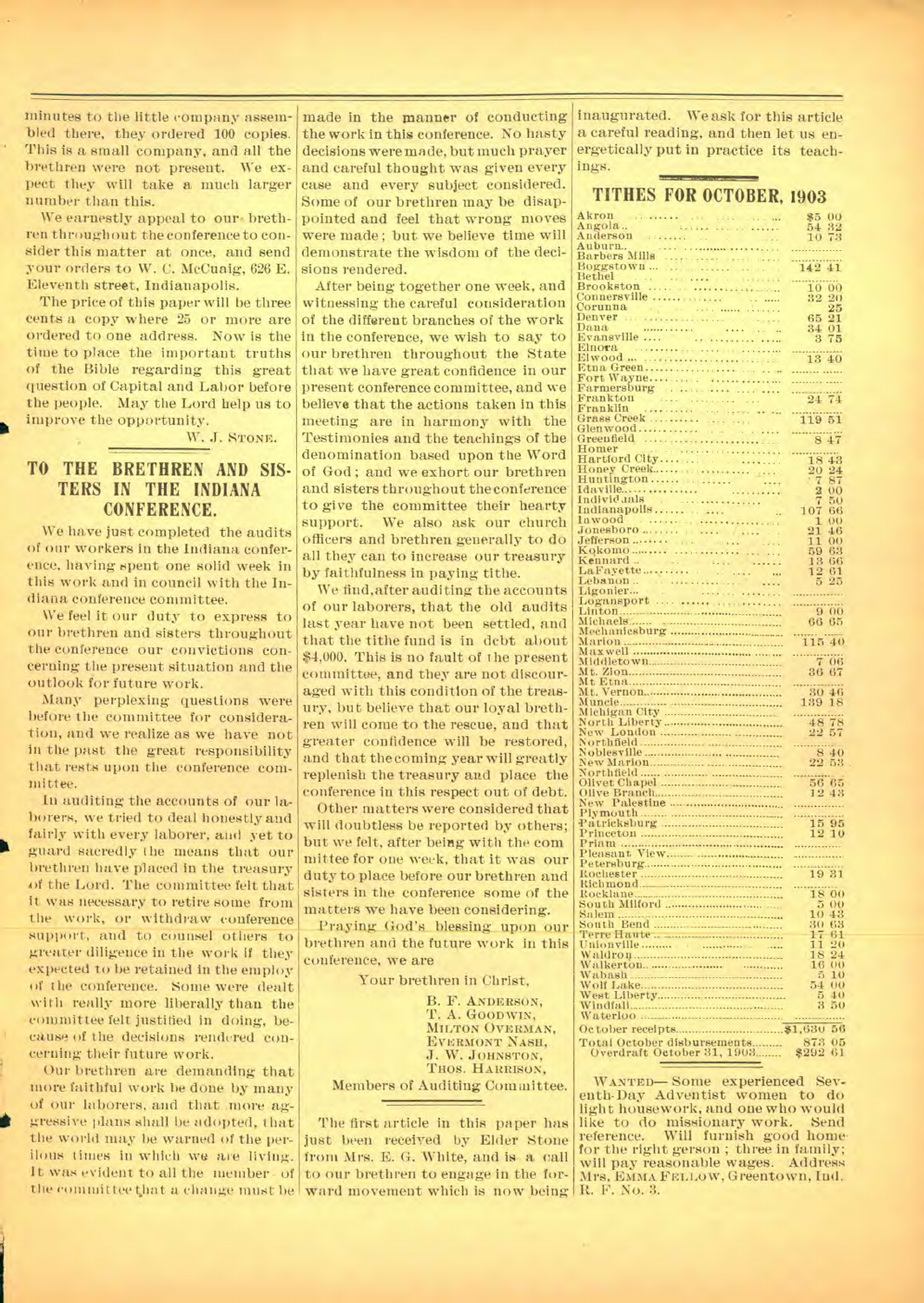minutes to the little company assembled there, they ordered 100 copies. This is a small company, and all the brethren were not present. We expect they will take a much larger number than this.

We earnestly appeal to our brethren throughout the conference to consider this matter at once, and send your orders to W. C. McCuaig, 626 E. Eleventh street, Indianapolis.

The price of this paper will be three cents a copy where 25 or more are ordered to one address. Now is the time to place the important truths of the Bible regarding this great question of Capital and Labor before the people. May the Lord help us to improve the opportunity.

W. J. STONE.

## TO THE BRETHREN AND SISTERS IN THE INDIANA CONFERENCE.

We have just completed the audits of our workers in the Indiana conference, having spent one solid week in this work and in council with the Indiana conference committee.

We feel it our duty to express to our brethren and sisters throughout the conference our convictions concerning the present situation and the outlook for future work.

Many perplexing questions were before the committee for consideration, and we realize as we have not in the past the great responsibility that rests upon the conference committee.

In auditing the accounts of our laborers, we tried to deal honestly and fairly with every laborer, and yet to guard sacredly the means that our brethren have placed in the treasury of the Lord. The committee felt that it was necessary to retire some from the work, or withdraw conference support, and to counsel others to greater diligence in the work if they expected to be retained in the employ of the conference. Some were dealt with really more liberally than the committee felt justified in doing, because of the decisions rendered concerning their future work.

Our brethren are demanding that more faithful work be done by many of our laborers, and that more aggressive plans shall be adopted, that the world may be warned of the perilous times in which we are living. It was evident to all the member of the committee that a change must be made in the manner of conducting the work in this conference. No hasty decisions were made, but much prayer and careful thought was given every case and every subject considered. Some of our brethren may be disappointed and feel that wrong moves were made; but we believe time will demonstrate the wisdom of the decisions rendered.

After being together one week, and witnessing the careful consideration of the different branches of the work in the conference, we wish to say to our brethren throughout the State that we have great confidence in our present conference committee, and we believe that the actions taken in this meeting are in harmony with the Testimonies and the teachings of the denomination based upon the Word of God; and we exhort our brethren and sisters throughout the conference to give the committee their hearty support. We also ask our church officers and brethren generally to do all they can to increase our treasury by faithfulness in paying tithe.

We find, after auditing the accounts of our laborers, that the old audits last year have not been settled, and that the tithe fund is in debt about $4,000. This is no fault of the present committee, and they are not discouraged with this condition of the treasury, but believe that our loyal brethren will come to the rescue, and that greater confidence will be restored, and that the coming year will greatly replenish the treasury and place the conference in this respect out of debt.

Other matters were considered that will doubtless be reported by others; but we felt, after being with the committee for one week, that it was our duty to place before our brethren and sisters in the conference some of the matters we have been considering.

Praying God's blessing upon our brethren and the future work in this conference, we are

Your brethren in Christ,

B. F. ANDERSON,
T. A. GOODWIN,
MILTON OVERMAN,
EVERMONT NASH,
J. W. JOHNSTON,
THOS. HARRISON,

Members of Auditing Committee.

The first article in this paper has just been received by Elder Stone from Mrs. E. G. White, and is a call to our brethren to engage in the forward movement which is now being inaugurated. We ask for this article a careful reading, and then let us energetically put in practice its teachings.

## TITHES FOR OCTOBER, 1903

| Place | Amount |
|---|---|
| Akron | $5 00 |
| Angola | 54 32 |
| Anderson | 10 73 |
| Auburn | |
| Barbers Mills | |
| Boggstown | 142 41 |
| Bethel | |
| Brookston | 10 00 |
| Connersville | 32 20 |
| Corunna | 25 |
| Denver | 65 21 |
| Dana | 34 01 |
| Evansville | 3 75 |
| Elnora | |
| Elwood | 13 40 |
| Etna Green | |
| Fort Wayne | |
| Farmersburg | |
| Frankton | 24 74 |
| Franklin | |
| Grass Creek | 119 51 |
| Glenwood | |
| Greenfield | 8 47 |
| Homer | |
| Hartford City | 18 43 |
| Honey Creek | 20 24 |
| Huntington | 7 87 |
| Idaville | 2 00 |
| Individuals | 7 50 |
| Indianapolis | 107 66 |
| Inwood | 1 00 |
| Jonesboro | 21 46 |
| Jefferson | 11 00 |
| Kokomo | 59 63 |
| Kennard | 13 66 |
| LaFayette | 12 61 |
| Lebanon | 5 25 |
| Ligonier | |
| Logansport | |
| Linton | 9 00 |
| Michaels | 66 65 |
| Mechanicsburg | |
| Marion | 115 40 |
| Maxwell | |
| Middletown | 7 06 |
| Mt. Zion | 36 67 |
| Mt Etna | |
| Mt. Vernon | 30 46 |
| Muncie | 139 18 |
| Michigan City | |
| North Liberty | 48 78 |
| New London | 22 57 |
| Northfield | |
| Noblesville | 8 40 |
| New Marion | 22 53 |
| Northfield | |
| Olivet Chapel | 56 65 |
| Olive Branch | 12 43 |
| New Palestine | |
| Plymouth | |
| Patricksburg | 15 95 |
| Princeton | 12 10 |
| Priam | |
| Pleasant View | |
| Petersburg | |
| Rochester | 19 31 |
| Richmond | |
| Rocklane | 18 00 |
| South Milford | 5 00 |
| Salem | 10 43 |
| South Bend | 30 63 |
| Terre Haute | 17 61 |
| Unionville | 11 20 |
| Waldron | 18 24 |
| Walkerton | 16 00 |
| Wabash | 5 10 |
| Wolf Lake | 54 00 |
| West Liberty | 5 40 |
| Windfall | 3 50 |
| Waterloo | |
| October receipts | $1,630 56 |
| Total October disbursements | 873 05 |
| Overdraft October 31, 1903 | $292 61 |

WANTED—Some experienced Seventh-Day Adventist women to do light housework, and one who would like to do missionary work. Send reference. Will furnish good home for the right gerson; three in family; will pay reasonable wages. Address Mrs. EMMA FELLOW, Greentown, Ind. R. F. No. 3.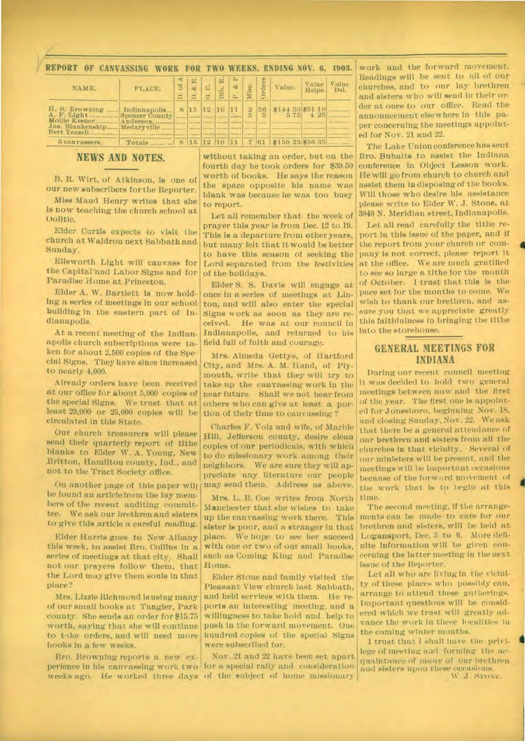## REPORT OF CANVASSING WORK FOR TWO WEEKS, ENDING NOV. 6, 1903.

| NAME. | PLACE. | D. of A | D. & R. | G. C. | Bib. R. | P. & P. | Misc. | Orders | Value. | Value Helps. | Value Del. |
|---|---|---|---|---|---|---|---|---|---|---|---|
| H. S. Browning | Indianapolis | 8 | 13 | 12 | 10 | 11 | 2 | 56 | $144 50 | $51 10 | |
| A. F. Light | Spencer County | | | | | | 5 | 5 | 5 75 | 4 25 | |
| Mollie Keener | Anderson | | | | | | | | | | |
| Jas. Blankenship | Medaryville | | | | | | | | | | |
| Bert Yeazell | | | | | | | | | | | |
| 3 canvassers. | Totals | 8 | 13 | 12 | 10 | 11 | 7 | 61 | $150 25 | $56 35 | |

## NEWS AND NOTES.

B. R. Wirt, of Atkinson, is one of our new subscribers for the Reporter.

Miss Maud Henry writes that she is now teaching the church school at Oolitic.

Elder Curtis expects to visit the church at Waldron next Sabbath and Sunday.

Ellsworth Light will canvass for the Capital and Labor Signs and for Paradise Home at Princeton.

Elder A. W. Bartlett is now holding a series of meetings in our school building in the eastern part of Indianapolis.

At a recent meeting of the Indianapolis church subscriptions were taken for about 2,500 copies of the Special Signs. They have since increased to nearly 4,000.

Already orders have been received at our office for about 5,000 copies of the special Signs. We trust that at least 20,000 or 25,000 copies will be circulated in this State.

Our church treasurers will please send their quarterly report of tithe blanks to Elder W. A. Young, New Britton, Hamilton county, Ind., and not to the Tract Society office.

On another page of this paper will be found an article from the lay members of the recent auditing committee. We ask our brethren and sisters to give this article a careful reading.

Elder Harris goes to New Albany this week, to assist Bro. Collins in a series of meetings at that city. Shall not our prayers follow them, that the Lord may give them souls in that place?

Mrs. Lizzie Richmond is using many of our small books at Tangier, Park county. She sends an order for $15.75 worth, saying that she will continue to take orders, and will need more books in a few weeks.

Bro. Browning reports a new experience in his canvassing work two weeks ago. He worked three days without taking an order, but on the fourth day he took orders for $39.50 worth of books. He says the reason the space opposite his name was blank was because he was too busy to report.

Let all remember that the week of prayer this year is from Dec. 12 to 19. This is a departure from other years, but many felt that it would be better to have this season of seeking the Lord separated from the festivities of the holidays.

Elder S. S. Davis will engage at once in a series of meetings at Linton, and will also enter the special Signs work as soon as they are received. He was at our council in Indianapolis, and returned to his field full of faith and courage.

Mrs. Almeda Gettys, of Hartford City, and Mrs. A. M. Hand, of Plymouth, write that they will try to take up the canvassing work in the near future. Shall we not hear from others who can give at least a portion of their time to canvassing?

Charles F. Volz and wife, of Marble Hill, Jefferson county, desire clean copies of our periodicals, with which to do missionary work among their neighbors. We are sure they will appreciate any literature our people may send them. Address as above.

Mrs. L. B. Coe writes from North Manchester that she wishes to take up the canvassing work there. This sister is poor, and a stranger in that place. We hope to see her succeed with one or two of our small books, such as Coming King and Paradise Home.

Elder Stone and family visited the Pleasant View church last Sabbath, and held services with them. He reports an interesting meeting, and a willingness to take hold and help to push in the forward movement. One hundred copies of the special Signs were subscribed for.

Nov. 21 and 22 have been set apart for a special rally and consideration of the subject of home missionary work and the forward movement. Readings will be sent to all of our churches, and to our lay brethren and sisters who will send in their order at once to our office. Read the announcement elsewhere in this paper concerning the meetings appointed for Nov. 21 and 22.

The Lake Union conference has sent Bro. Buhalts to assist the Indiana conference in Object Lesson work. He will go from church to church and assist them in disposing of the books. Will those who desire his assistance please write to Elder W. J. Stone, at 3840 N. Meridian street, Indianapolis.

Let all read carefully the tithe report in this issue of the paper, and if the report from your church or company is not correct, please report it at the office. We are much gratified to see so large a tithe for the month of October. I trust that this is the pace set for the months to come. We wish to thank our brethren, and assure you that we appreciate greatly this faithfulness in bringing the tithe into the storehouse.

## GENERAL MEETINGS FOR INDIANA

During our recent council meeting it was decided to hold two general meetings between now and the first of the year. The first one is appointed for Jonesboro, beginning Nov. 18, and closing Sunday, Nov. 22. We ask that there be a general attendance of our brethren and sisters from all the churches in that vicinity. Several of our ministers will be present, and the meetings will be important occasions because of the forward movement of the work that is to begin at this time.

The second meeting, if the arrangements can be made to care for our brethren and sisters, will be held at Logansport, Dec. 3 to 6. More definite information will be given concerning the latter meeting in the next issue of the Reporter.

Let all who are living in the vicinity of these places who possibly can, arrange to attend these gatherings. Important questions will be considered which we trust will greatly advance the work in these localities in the coming winter months.

I trust that I shall have the privilege of meeting and forming the acquaintance of many of our brethren and sisters upon these occasions.

W. J. STONE.